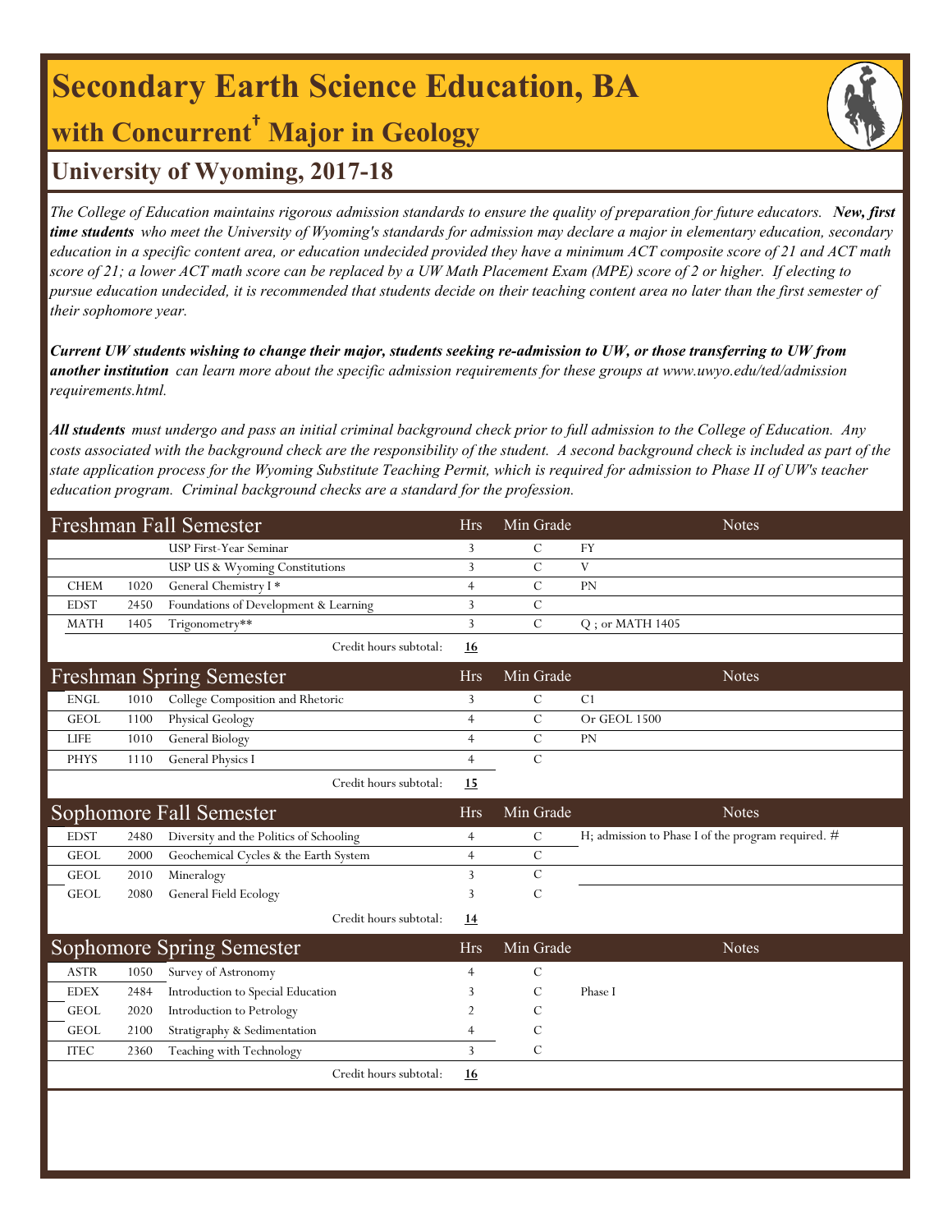# Secondary Earth Science Education, BA

## with Concurrent† Major in Geology

## University of Wyoming, 2017-18

*The College of Education maintains rigorous admission standards to ensure the quality of preparation for future educators.* ***New, first time students*** *who meet the University of Wyoming's standards for admission may declare a major in elementary education, secondary education in a specific content area, or education undecided provided they have a minimum ACT composite score of 21 and ACT math score of 21; a lower ACT math score can be replaced by a UW Math Placement Exam (MPE) score of 2 or higher. If electing to pursue education undecided, it is recommended that students decide on their teaching content area no later than the first semester of their sophomore year.*

***Current UW students wishing to change their major, students seeking re-admission to UW, or those transferring to UW from another institution*** *can learn more about the specific admission requirements for these groups at www.uwyo.edu/ted/admission requirements.html.*

***All students*** *must undergo and pass an initial criminal background check prior to full admission to the College of Education. Any costs associated with the background check are the responsibility of the student. A second background check is included as part of the state application process for the Wyoming Substitute Teaching Permit, which is required for admission to Phase II of UW's teacher education program. Criminal background checks are a standard for the profession.*

| Freshman Fall Semester | | | Hrs | Min Grade | Notes |
|---|---|---|---|---|---|
| | | USP First-Year Seminar | 3 | C | FY |
| | | USP US & Wyoming Constitutions | 3 | C | V |
| CHEM | 1020 | General Chemistry I * | 4 | C | PN |
| EDST | 2450 | Foundations of Development & Learning | 3 | C | |
| MATH | 1405 | Trigonometry** | 3 | C | Q ; or MATH 1405 |
| | | Credit hours subtotal: | **16** | | |

| Freshman Spring Semester | | | Hrs | Min Grade | Notes |
|---|---|---|---|---|---|
| ENGL | 1010 | College Composition and Rhetoric | 3 | C | C1 |
| GEOL | 1100 | Physical Geology | 4 | C | Or GEOL 1500 |
| LIFE | 1010 | General Biology | 4 | C | PN |
| PHYS | 1110 | General Physics I | 4 | C | |
| | | Credit hours subtotal: | **15** | | |

| Sophomore Fall Semester | | | Hrs | Min Grade | Notes |
|---|---|---|---|---|---|
| EDST | 2480 | Diversity and the Politics of Schooling | 4 | C | H; admission to Phase I of the program required. # |
| GEOL | 2000 | Geochemical Cycles & the Earth System | 4 | C | |
| GEOL | 2010 | Mineralogy | 3 | C | |
| GEOL | 2080 | General Field Ecology | 3 | C | |
| | | Credit hours subtotal: | **14** | | |

| Sophomore Spring Semester | | | Hrs | Min Grade | Notes |
|---|---|---|---|---|---|
| ASTR | 1050 | Survey of Astronomy | 4 | C | |
| EDEX | 2484 | Introduction to Special Education | 3 | C | Phase I |
| GEOL | 2020 | Introduction to Petrology | 2 | C | |
| GEOL | 2100 | Stratigraphy & Sedimentation | 4 | C | |
| ITEC | 2360 | Teaching with Technology | 3 | C | |
| | | Credit hours subtotal: | **16** | | |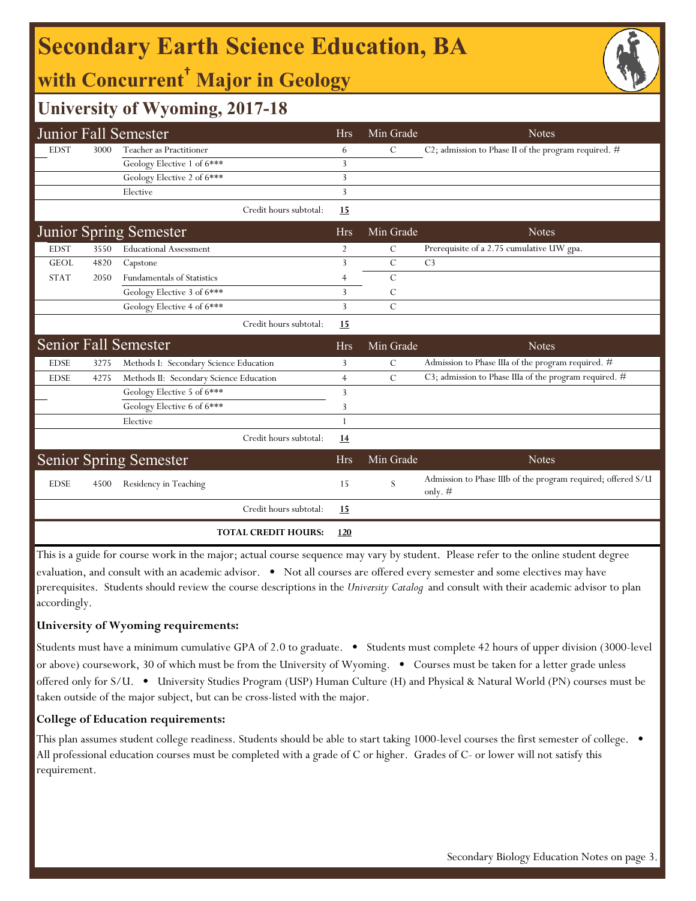# Secondary Earth Science Education, BA

## with Concurrent† Major in Geology

## University of Wyoming, 2017-18

| Junior Fall Semester | | | Hrs | Min Grade | Notes |
|---|---|---|---|---|---|
| EDST | 3000 | Teacher as Practitioner | 6 | C | C2; admission to Phase II of the program required. # |
| | | Geology Elective 1 of 6*** | 3 | | |
| | | Geology Elective 2 of 6*** | 3 | | |
| | | Elective | 3 | | |
| | | Credit hours subtotal: | **15** | | |

| Junior Spring Semester | | | Hrs | Min Grade | Notes |
|---|---|---|---|---|---|
| EDST | 3550 | Educational Assessment | 2 | C | Prerequisite of a 2.75 cumulative UW gpa. |
| GEOL | 4820 | Capstone | 3 | C | C3 |
| STAT | 2050 | Fundamentals of Statistics | 4 | C | |
| | | Geology Elective 3 of 6*** | 3 | C | |
| | | Geology Elective 4 of 6*** | 3 | C | |
| | | Credit hours subtotal: | **15** | | |

| Senior Fall Semester | | | Hrs | Min Grade | Notes |
|---|---|---|---|---|---|
| EDSE | 3275 | Methods I: Secondary Science Education | 3 | C | Admission to Phase IIIa of the program required. # |
| EDSE | 4275 | Methods II: Secondary Science Education | 4 | C | C3; admission to Phase IIIa of the program required. # |
| | | Geology Elective 5 of 6*** | 3 | | |
| | | Geology Elective 6 of 6*** | 3 | | |
| | | Elective | 1 | | |
| | | Credit hours subtotal: | **14** | | |

| Senior Spring Semester | | | Hrs | Min Grade | Notes |
|---|---|---|---|---|---|
| EDSE | 4500 | Residency in Teaching | 15 | S | Admission to Phase IIIb of the program required; offered S/U only. # |
| | | Credit hours subtotal: | **15** | | |
| | | **TOTAL CREDIT HOURS:** | **120** | | |

This is a guide for course work in the major; actual course sequence may vary by student. Please refer to the online student degree evaluation, and consult with an academic advisor. • Not all courses are offered every semester and some electives may have prerequisites. Students should review the course descriptions in the *University Catalog* and consult with their academic advisor to plan accordingly.

**University of Wyoming requirements:**

Students must have a minimum cumulative GPA of 2.0 to graduate. • Students must complete 42 hours of upper division (3000-level or above) coursework, 30 of which must be from the University of Wyoming. • Courses must be taken for a letter grade unless offered only for S/U. • University Studies Program (USP) Human Culture (H) and Physical & Natural World (PN) courses must be taken outside of the major subject, but can be cross-listed with the major.

**College of Education requirements:**

This plan assumes student college readiness. Students should be able to start taking 1000-level courses the first semester of college. • All professional education courses must be completed with a grade of C or higher. Grades of C- or lower will not satisfy this requirement.

Secondary Biology Education Notes on page 3.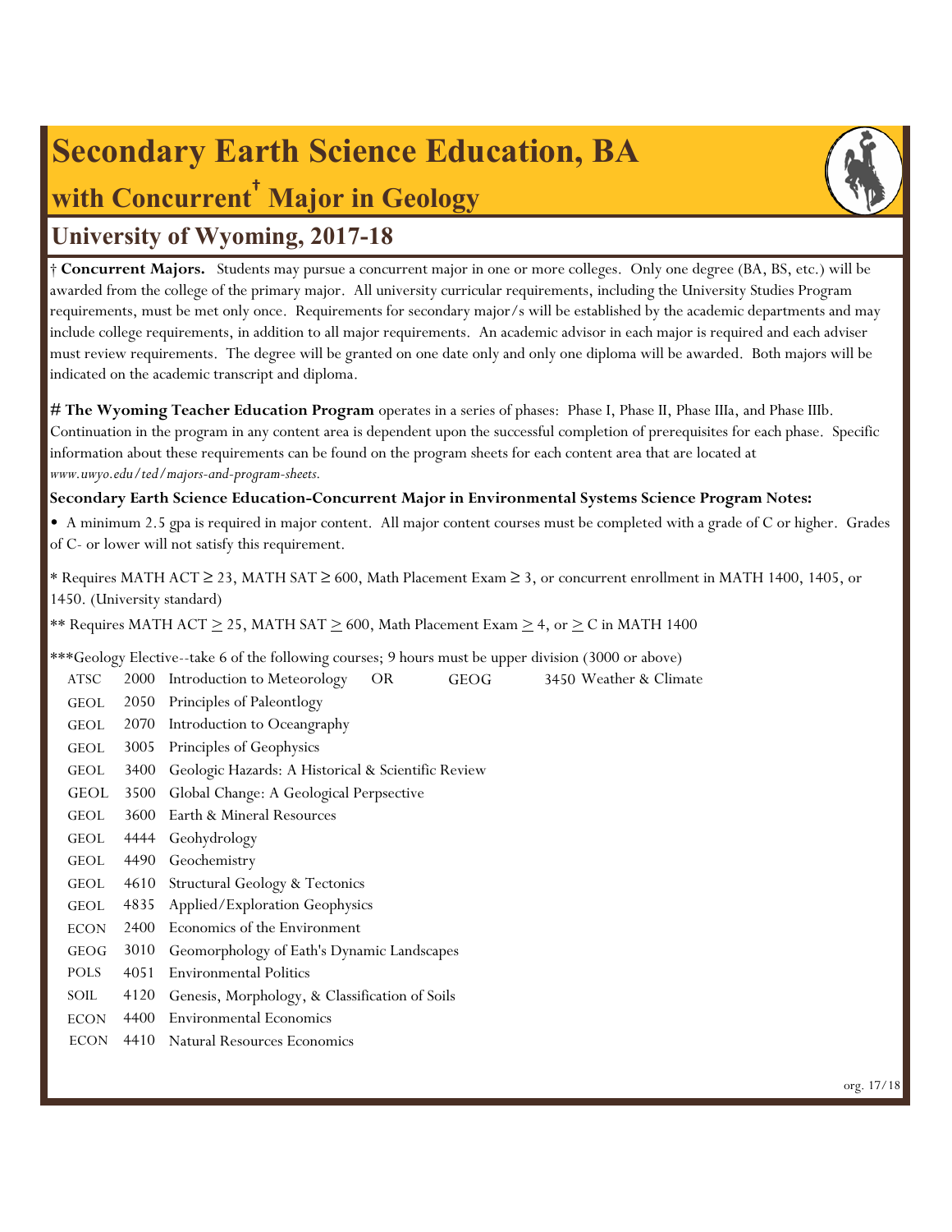# Secondary Earth Science Education, BA

## with Concurrent† Major in Geology

## University of Wyoming, 2017-18

† **Concurrent Majors.** Students may pursue a concurrent major in one or more colleges. Only one degree (BA, BS, etc.) will be awarded from the college of the primary major. All university curricular requirements, including the University Studies Program requirements, must be met only once. Requirements for secondary major/s will be established by the academic departments and may include college requirements, in addition to all major requirements. An academic advisor in each major is required and each adviser must review requirements. The degree will be granted on one date only and only one diploma will be awarded. Both majors will be indicated on the academic transcript and diploma.

**# The Wyoming Teacher Education Program** operates in a series of phases: Phase I, Phase II, Phase IIIa, and Phase IIIb. Continuation in the program in any content area is dependent upon the successful completion of prerequisites for each phase. Specific information about these requirements can be found on the program sheets for each content area that are located at *www.uwyo.edu/ted/majors-and-program-sheets.*

**Secondary Earth Science Education-Concurrent Major in Environmental Systems Science Program Notes:**

• A minimum 2.5 gpa is required in major content. All major content courses must be completed with a grade of C or higher. Grades of C- or lower will not satisfy this requirement.

* Requires MATH ACT ≥ 23, MATH SAT ≥ 600, Math Placement Exam ≥ 3, or concurrent enrollment in MATH 1400, 1405, or 1450. (University standard)

** Requires MATH ACT ≥ 25, MATH SAT ≥ 600, Math Placement Exam ≥ 4, or ≥ C in MATH 1400

***Geology Elective--take 6 of the following courses; 9 hours must be upper division (3000 or above)

| | | |
|---|---|---|
| ATSC | 2000 | Introduction to Meteorology OR GEOG 3450 Weather & Climate |
| GEOL | 2050 | Principles of Paleontlogy |
| GEOL | 2070 | Introduction to Oceangraphy |
| GEOL | 3005 | Principles of Geophysics |
| GEOL | 3400 | Geologic Hazards: A Historical & Scientific Review |
| GEOL | 3500 | Global Change: A Geological Perpsective |
| GEOL | 3600 | Earth & Mineral Resources |
| GEOL | 4444 | Geohydrology |
| GEOL | 4490 | Geochemistry |
| GEOL | 4610 | Structural Geology & Tectonics |
| GEOL | 4835 | Applied/Exploration Geophysics |
| ECON | 2400 | Economics of the Environment |
| GEOG | 3010 | Geomorphology of Eath's Dynamic Landscapes |
| POLS | 4051 | Environmental Politics |
| SOIL | 4120 | Genesis, Morphology, & Classification of Soils |
| ECON | 4400 | Environmental Economics |
| ECON | 4410 | Natural Resources Economics |

org. 17/18